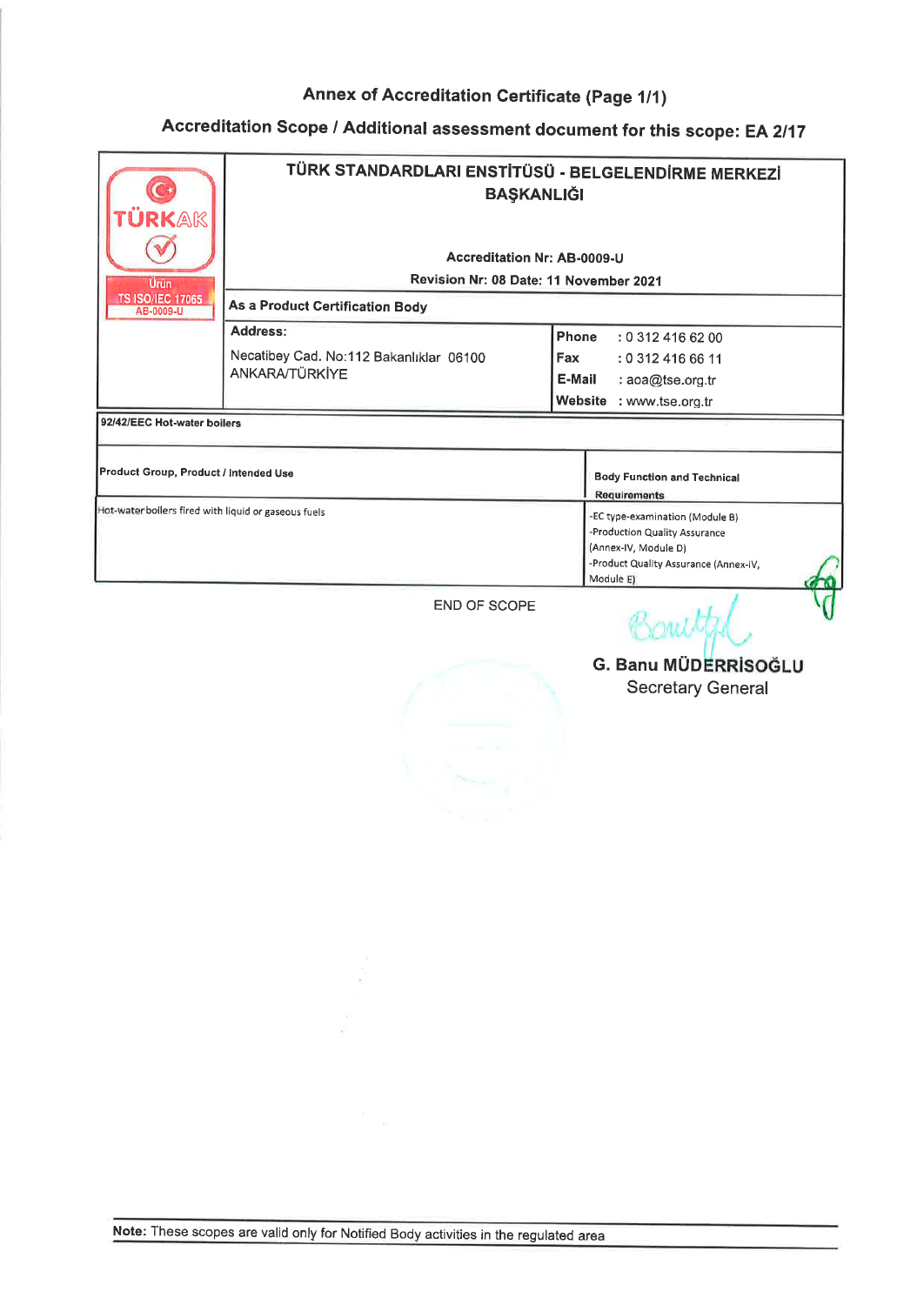# Annex of Accreditation Certificate (Page 1/1)

## Accreditation Scope / Additional assessment document for this scope: EA 2/17

| TÜRKAK Ürün TS ISO/IEC 17065 AB-0009-U | **TÜRK STANDARDLARI ENSTİTÜSÜ - BELGELENDİRME MERKEZİ BAŞKANLIĞI**<br><br>**Accreditation Nr: AB-0009-U**<br>**Revision Nr: 08 Date: 11 November 2021** | |
|---|---|---|
| | **As a Product Certification Body** | |
| | **Address:**<br>Necatibey Cad. No:112 Bakanlıklar 06100 ANKARA/TÜRKİYE | **Phone** : 0 312 416 62 00<br>**Fax** : 0 312 416 66 11<br>**E-Mail** : aoa@tse.org.tr<br>**Website** : www.tse.org.tr |

**92/42/EEC Hot-water boilers**

| Product Group, Product / Intended Use | Body Function and Technical Requirements |
|---|---|
| Hot-water boilers fired with liquid or gaseous fuels | -EC type-examination (Module B)<br>-Production Quality Assurance (Annex-IV, Module D)<br>-Product Quality Assurance (Annex-IV, Module E) |

END OF SCOPE

G. Banu MÜDERRİSOĞLU
Secretary General

**Note:** These scopes are valid only for Notified Body activities in the regulated area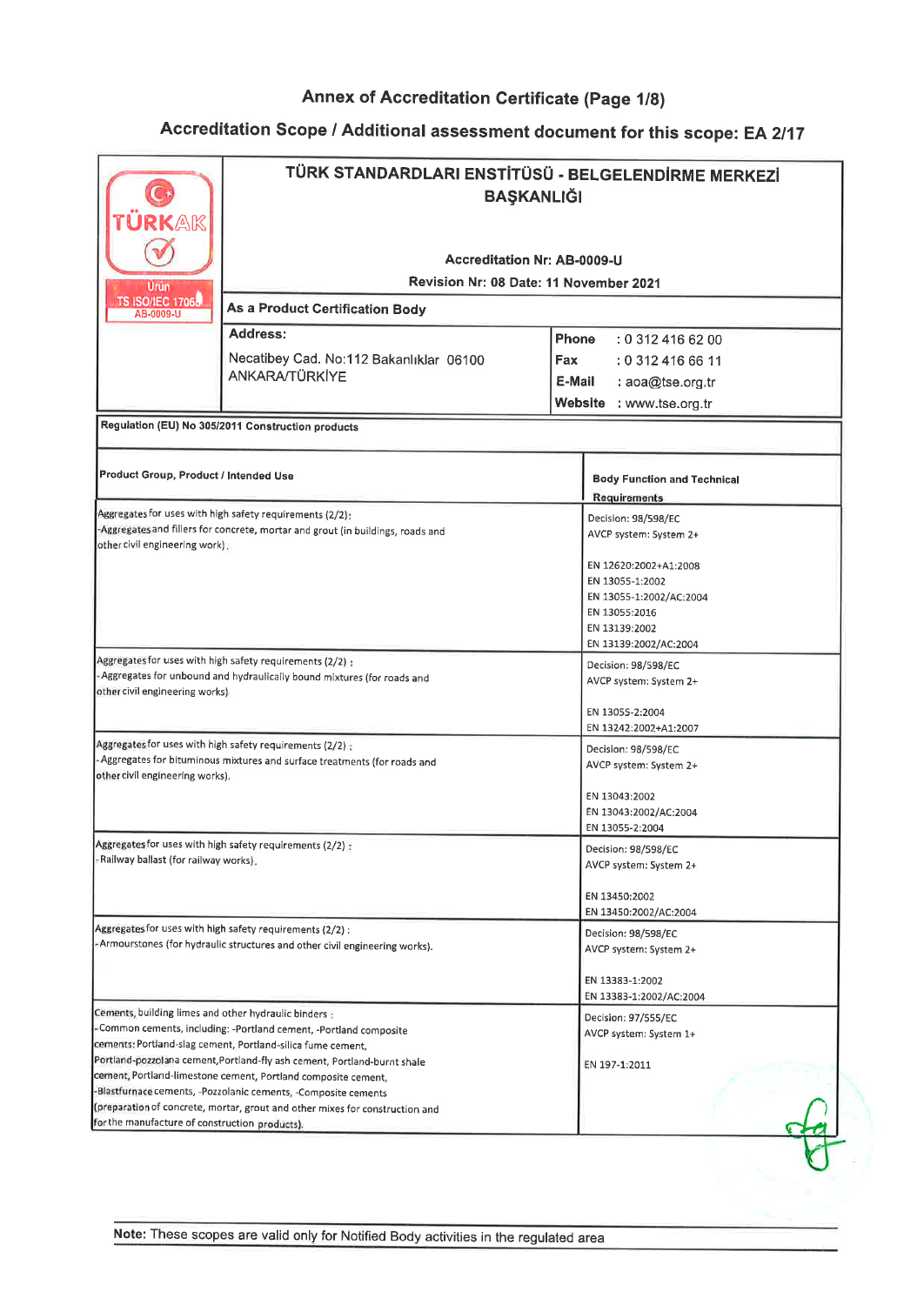# Annex of Accreditation Certificate (Page 1/8)

## Accreditation Scope / Additional assessment document for this scope: EA 2/17

| TÜRKAK Ürün TS ISO/IEC 17065 AB-0009-U | **TÜRK STANDARDLARI ENSTİTÜSÜ - BELGELENDİRME MERKEZİ BAŞKANLIĞI**<br><br>**Accreditation Nr: AB-0009-U**<br>**Revision Nr: 08 Date: 11 November 2021** | |
|---|---|---|
| | **As a Product Certification Body** | |
| | **Address:**<br>Necatibey Cad. No:112 Bakanlıklar 06100 ANKARA/TÜRKİYE | **Phone** : 0 312 416 62 00<br>**Fax** : 0 312 416 66 11<br>**E-Mail** : aoa@tse.org.tr<br>**Website** : www.tse.org.tr |

**Regulation (EU) No 305/2011 Construction products**

| Product Group, Product / Intended Use | Body Function and Technical Requirements |
|---|---|
| Aggregates for uses with high safety requirements (2/2):<br>-Aggregates and fillers for concrete, mortar and grout (in buildings, roads and other civil engineering work). | Decision: 98/598/EC<br>AVCP system: System 2+<br><br>EN 12620:2002+A1:2008<br>EN 13055-1:2002<br>EN 13055-1:2002/AC:2004<br>EN 13055:2016<br>EN 13139:2002<br>EN 13139:2002/AC:2004 |
| Aggregates for uses with high safety requirements (2/2) :<br>-Aggregates for unbound and hydraulically bound mixtures (for roads and other civil engineering works) | Decision: 98/598/EC<br>AVCP system: System 2+<br><br>EN 13055-2:2004<br>EN 13242:2002+A1:2007 |
| Aggregates for uses with high safety requirements (2/2) :<br>-Aggregates for bituminous mixtures and surface treatments (for roads and other civil engineering works). | Decision: 98/598/EC<br>AVCP system: System 2+<br><br>EN 13043:2002<br>EN 13043:2002/AC:2004<br>EN 13055-2:2004 |
| Aggregates for uses with high safety requirements (2/2) :<br>-Railway ballast (for railway works). | Decision: 98/598/EC<br>AVCP system: System 2+<br><br>EN 13450:2002<br>EN 13450:2002/AC:2004 |
| Aggregates for uses with high safety requirements (2/2) :<br>-Armourstones (for hydraulic structures and other civil engineering works). | Decision: 98/598/EC<br>AVCP system: System 2+<br><br>EN 13383-1:2002<br>EN 13383-1:2002/AC:2004 |
| Cements, building limes and other hydraulic binders :<br>-Common cements, including: -Portland cement, -Portland composite cements: Portland-slag cement, Portland-silica fume cement, Portland-pozzolana cement, Portland-fly ash cement, Portland-burnt shale cement, Portland-limestone cement, Portland composite cement, -Blastfurnace cements, -Pozzolanic cements, -Composite cements (preparation of concrete, mortar, grout and other mixes for construction and for the manufacture of construction products). | Decision: 97/555/EC<br>AVCP system: System 1+<br><br>EN 197-1:2011 |

**Note:** These scopes are valid only for Notified Body activities in the regulated area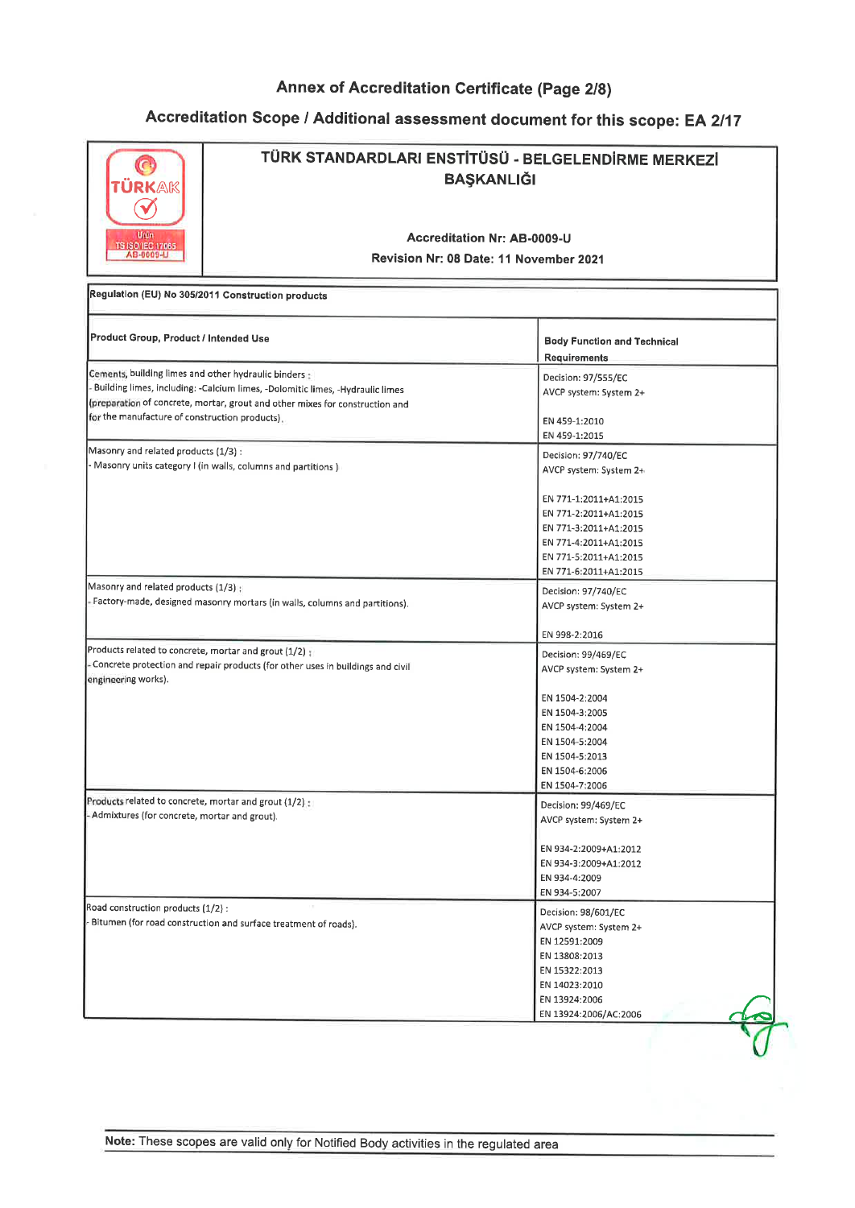## Annex of Accreditation Certificate (Page 2/8)

## Accreditation Scope / Additional assessment document for this scope: EA 2/17

| TÜRKAK Ürün TS ISO IEC 17065 AB-0009-U | **TÜRK STANDARDLARI ENSTİTÜSÜ - BELGELENDİRME MERKEZİ BAŞKANLIĞI** **Accreditation Nr: AB-0009-U** **Revision Nr: 08 Date: 11 November 2021** |
|---|---|

**Regulation (EU) No 305/2011 Construction products**

| Product Group, Product / Intended Use | Body Function and Technical Requirements |
|---|---|
| Cements, building limes and other hydraulic binders :<br>- Building limes, including: -Calcium limes, -Dolomitic limes, -Hydraulic limes (preparation of concrete, mortar, grout and other mixes for construction and for the manufacture of construction products). | Decision: 97/555/EC<br>AVCP system: System 2+<br><br>EN 459-1:2010<br>EN 459-1:2015 |
| Masonry and related products (1/3) :<br>- Masonry units category I (in walls, columns and partitions ) | Decision: 97/740/EC<br>AVCP system: System 2+<br><br>EN 771-1:2011+A1:2015<br>EN 771-2:2011+A1:2015<br>EN 771-3:2011+A1:2015<br>EN 771-4:2011+A1:2015<br>EN 771-5:2011+A1:2015<br>EN 771-6:2011+A1:2015 |
| Masonry and related products (1/3) :<br>- Factory-made, designed masonry mortars (in walls, columns and partitions). | Decision: 97/740/EC<br>AVCP system: System 2+<br><br>EN 998-2:2016 |
| Products related to concrete, mortar and grout (1/2) :<br>- Concrete protection and repair products (for other uses in buildings and civil engineering works). | Decision: 99/469/EC<br>AVCP system: System 2+<br><br>EN 1504-2:2004<br>EN 1504-3:2005<br>EN 1504-4:2004<br>EN 1504-5:2004<br>EN 1504-5:2013<br>EN 1504-6:2006<br>EN 1504-7:2006 |
| Products related to concrete, mortar and grout (1/2) :<br>- Admixtures (for concrete, mortar and grout). | Decision: 99/469/EC<br>AVCP system: System 2+<br><br>EN 934-2:2009+A1:2012<br>EN 934-3:2009+A1:2012<br>EN 934-4:2009<br>EN 934-5:2007 |
| Road construction products (1/2) :<br>- Bitumen (for road construction and surface treatment of roads). | Decision: 98/601/EC<br>AVCP system: System 2+<br>EN 12591:2009<br>EN 13808:2013<br>EN 15322:2013<br>EN 14023:2010<br>EN 13924:2006<br>EN 13924:2006/AC:2006 |

**Note:** These scopes are valid only for Notified Body activities in the regulated area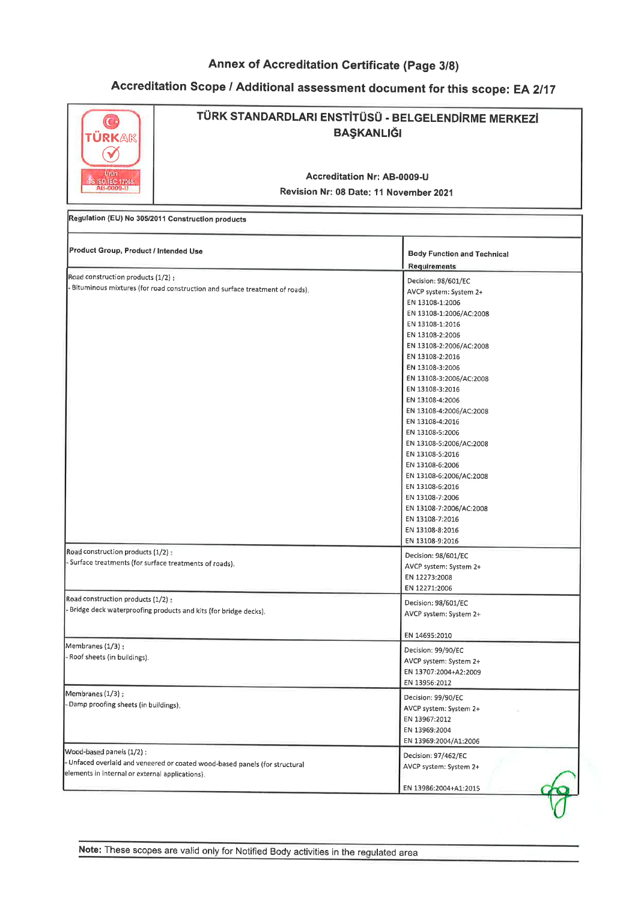## Annex of Accreditation Certificate (Page 3/8)

## Accreditation Scope / Additional assessment document for this scope: EA 2/17

| TÜRKAK Ürün TS ISO IEC 17065 AB-0009-U | **TÜRK STANDARDLARI ENSTİTÜSÜ - BELGELENDİRME MERKEZİ BAŞKANLIĞI**<br><br>**Accreditation Nr: AB-0009-U**<br>**Revision Nr: 08 Date: 11 November 2021** |
|---|---|

**Regulation (EU) No 305/2011 Construction products**

| Product Group, Product / Intended Use | Body Function and Technical Requirements |
|---|---|
| Road construction products (1/2) :<br>- Bituminous mixtures (for road construction and surface treatment of roads). | Decision: 98/601/EC<br>AVCP system: System 2+<br>EN 13108-1:2006<br>EN 13108-1:2006/AC:2008<br>EN 13108-1:2016<br>EN 13108-2:2006<br>EN 13108-2:2006/AC:2008<br>EN 13108-2:2016<br>EN 13108-3:2006<br>EN 13108-3:2006/AC:2008<br>EN 13108-3:2016<br>EN 13108-4:2006<br>EN 13108-4:2006/AC:2008<br>EN 13108-4:2016<br>EN 13108-5:2006<br>EN 13108-5:2006/AC:2008<br>EN 13108-5:2016<br>EN 13108-6:2006<br>EN 13108-6:2006/AC:2008<br>EN 13108-6:2016<br>EN 13108-7:2006<br>EN 13108-7:2006/AC:2008<br>EN 13108-7:2016<br>EN 13108-8:2016<br>EN 13108-9:2016 |
| Road construction products (1/2) :<br>- Surface treatments (for surface treatments of roads). | Decision: 98/601/EC<br>AVCP system: System 2+<br>EN 12273:2008<br>EN 12271:2006 |
| Road construction products (1/2) :<br>- Bridge deck waterproofing products and kits (for bridge decks). | Decision: 98/601/EC<br>AVCP system: System 2+<br><br>EN 14695:2010 |
| Membranes (1/3) :<br>- Roof sheets (in buildings). | Decision: 99/90/EC<br>AVCP system: System 2+<br>EN 13707:2004+A2:2009<br>EN 13956:2012 |
| Membranes (1/3) :<br>- Damp proofing sheets (in buildings). | Decision: 99/90/EC<br>AVCP system: System 2+<br>EN 13967:2012<br>EN 13969:2004<br>EN 13969:2004/A1:2006 |
| Wood-based panels (1/2) :<br>- Unfaced overlaid and veneered or coated wood-based panels (for structural elements in internal or external applications). | Decision: 97/462/EC<br>AVCP system: System 2+<br><br>EN 13986:2004+A1:2015 |

**Note:** These scopes are valid only for Notified Body activities in the regulated area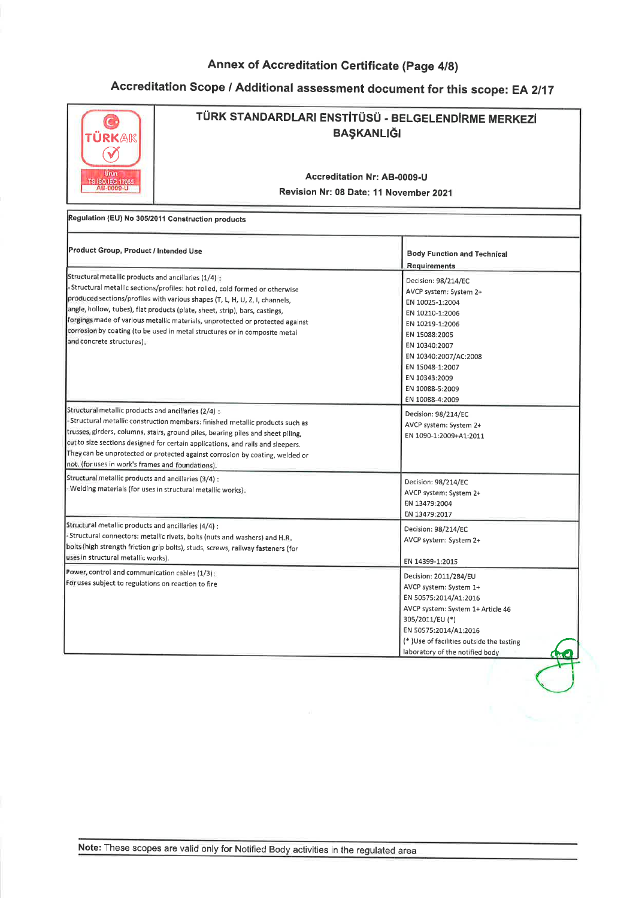# Annex of Accreditation Certificate (Page 4/8)

## Accreditation Scope / Additional assessment document for this scope: EA 2/17

| TÜRKAK Ürün TS ISO IEC 17065 AB-0009-U | TÜRK STANDARDLARI ENSTİTÜSÜ - BELGELENDİRME MERKEZİ BAŞKANLIĞI<br><br>Accreditation Nr: AB-0009-U<br>Revision Nr: 08 Date: 11 November 2021 |
|---|---|

**Regulation (EU) No 305/2011 Construction products**

| Product Group, Product / Intended Use | Body Function and Technical Requirements |
|---|---|
| Structural metallic products and ancillaries (1/4) :<br>- Structural metallic sections/profiles: hot rolled, cold formed or otherwise produced sections/profiles with various shapes (T, L, H, U, Z, I, channels, angle, hollow, tubes), flat products (plate, sheet, strip), bars, castings, forgings made of various metallic materials, unprotected or protected against corrosion by coating (to be used in metal structures or in composite metal and concrete structures). | Decision: 98/214/EC<br>AVCP system: System 2+<br>EN 10025-1:2004<br>EN 10210-1:2006<br>EN 10219-1:2006<br>EN 15088:2005<br>EN 10340:2007<br>EN 10340:2007/AC:2008<br>EN 15048-1:2007<br>EN 10343:2009<br>EN 10088-5:2009<br>EN 10088-4:2009 |
| Structural metallic products and ancillaries (2/4) :<br>- Structural metallic construction members: finished metallic products such as trusses, girders, columns, stairs, ground piles, bearing piles and sheet piling, cut to size sections designed for certain applications, and rails and sleepers. They can be unprotected or protected against corrosion by coating, welded or not. (for uses in work's frames and foundations). | Decision: 98/214/EC<br>AVCP system: System 2+<br>EN 1090-1:2009+A1:2011 |
| Structural metallic products and ancillaries (3/4) :<br>- Welding materials (for uses in structural metallic works). | Decision: 98/214/EC<br>AVCP system: System 2+<br>EN 13479:2004<br>EN 13479:2017 |
| Structural metallic products and ancillaries (4/4) :<br>- Structural connectors: metallic rivets, bolts (nuts and washers) and H.R. bolts (high strength friction grip bolts), studs, screws, railway fasteners (for uses in structural metallic works). | Decision: 98/214/EC<br>AVCP system: System 2+<br><br>EN 14399-1:2015 |
| Power, control and communication cables (1/3):<br>For uses subject to regulations on reaction to fire | Decision: 2011/284/EU<br>AVCP system: System 1+<br>EN 50575:2014/A1:2016<br>AVCP system: System 1+ Article 46 305/2011/EU (*)<br>EN 50575:2014/A1:2016<br>(* )Use of facilities outside the testing laboratory of the notified body |

**Note:** These scopes are valid only for Notified Body activities in the regulated area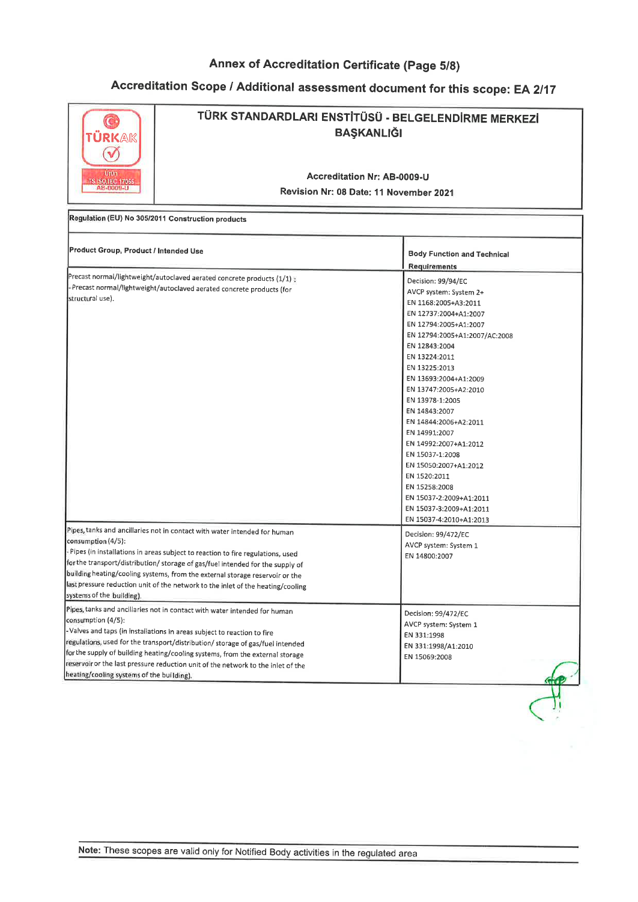# Annex of Accreditation Certificate (Page 5/8)

## Accreditation Scope / Additional assessment document for this scope: EA 2/17

| TÜRKAK Ürün TS ISO/IEC 17065 AB-0009-U | TÜRK STANDARDLARI ENSTİTÜSÜ - BELGELENDİRME MERKEZİ BAŞKANLIĞI<br><br>**Accreditation Nr: AB-0009-U**<br>**Revision Nr: 08 Date: 11 November 2021** |
|---|---|

**Regulation (EU) No 305/2011 Construction products**

| Product Group, Product / Intended Use | Body Function and Technical Requirements |
|---|---|
| Precast normal/lightweight/autoclaved aerated concrete products (1/1) :<br>- Precast normal/lightweight/autoclaved aerated concrete products (for structural use). | Decision: 99/94/EC<br>AVCP system: System 2+<br>EN 1168:2005+A3:2011<br>EN 12737:2004+A1:2007<br>EN 12794:2005+A1:2007<br>EN 12794:2005+A1:2007/AC:2008<br>EN 12843:2004<br>EN 13224:2011<br>EN 13225:2013<br>EN 13693:2004+A1:2009<br>EN 13747:2005+A2:2010<br>EN 13978-1:2005<br>EN 14843:2007<br>EN 14844:2006+A2:2011<br>EN 14991:2007<br>EN 14992:2007+A1:2012<br>EN 15037-1:2008<br>EN 15050:2007+A1:2012<br>EN 1520:2011<br>EN 15258:2008<br>EN 15037-2:2009+A1:2011<br>EN 15037-3:2009+A1:2011<br>EN 15037-4:2010+A1:2013 |
| Pipes, tanks and ancillaries not in contact with water intended for human consumption (4/5):<br>- Pipes (in installations in areas subject to reaction to fire regulations, used for the transport/distribution/ storage of gas/fuel intended for the supply of building heating/cooling systems, from the external storage reservoir or the last pressure reduction unit of the network to the inlet of the heating/cooling systems of the building). | Decision: 99/472/EC<br>AVCP system: System 1<br>EN 14800:2007 |
| Pipes, tanks and ancillaries not in contact with water intended for human consumption (4/5):<br>-Valves and taps (in installations in areas subject to reaction to fire regulations, used for the transport/distribution/ storage of gas/fuel intended for the supply of building heating/cooling systems, from the external storage reservoir or the last pressure reduction unit of the network to the inlet of the heating/cooling systems of the building). | Decision: 99/472/EC<br>AVCP system: System 1<br>EN 331:1998<br>EN 331:1998/A1:2010<br>EN 15069:2008 |

**Note:** These scopes are valid only for Notified Body activities in the regulated area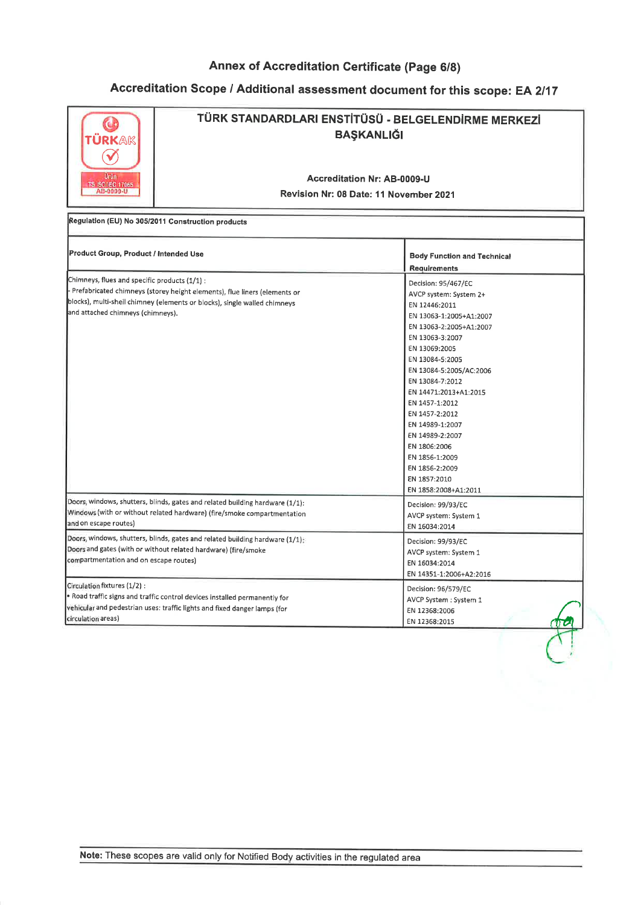## Annex of Accreditation Certificate (Page 6/8)

## Accreditation Scope / Additional assessment document for this scope: EA 2/17

| | TÜRK STANDARDLARI ENSTİTÜSÜ - BELGELENDİRME MERKEZİ BAŞKANLIĞI |
|---|---|
| TÜRKAK Ürün TS ISO/IEC 17065 AB-0009-U | **Accreditation Nr: AB-0009-U**<br>**Revision Nr: 08 Date: 11 November 2021** |

**Regulation (EU) No 305/2011 Construction products**

| **Product Group, Product / Intended Use** | **Body Function and Technical Requirements** |
|---|---|
| Chimneys, flues and specific products (1/1) :<br>- Prefabricated chimneys (storey height elements), flue liners (elements or blocks), multi-shell chimney (elements or blocks), single walled chimneys and attached chimneys (chimneys). | Decision: 95/467/EC<br>AVCP system: System 2+<br>EN 12446:2011<br>EN 13063-1:2005+A1:2007<br>EN 13063-2:2005+A1:2007<br>EN 13063-3:2007<br>EN 13069:2005<br>EN 13084-5:2005<br>EN 13084-5:2005/AC:2006<br>EN 13084-7:2012<br>EN 14471:2013+A1:2015<br>EN 1457-1:2012<br>EN 1457-2:2012<br>EN 14989-1:2007<br>EN 14989-2:2007<br>EN 1806:2006<br>EN 1856-1:2009<br>EN 1856-2:2009<br>EN 1857:2010<br>EN 1858:2008+A1:2011 |
| Doors, windows, shutters, blinds, gates and related building hardware (1/1):<br>Windows (with or without related hardware) (fire/smoke compartmentation and on escape routes) | Decision: 99/93/EC<br>AVCP system: System 1<br>EN 16034:2014 |
| Doors, windows, shutters, blinds, gates and related building hardware (1/1):<br>Doors and gates (with or without related hardware) (fire/smoke compartmentation and on escape routes) | Decision: 99/93/EC<br>AVCP system: System 1<br>EN 16034:2014<br>EN 14351-1:2006+A2:2016 |
| Circulation fixtures (1/2) :<br>• Road traffic signs and traffic control devices installed permanently for vehicular and pedestrian uses: traffic lights and fixed danger lamps (for circulation areas) | Decision: 96/579/EC<br>AVCP System : System 1<br>EN 12368:2006<br>EN 12368:2015 |

**Note:** These scopes are valid only for Notified Body activities in the regulated area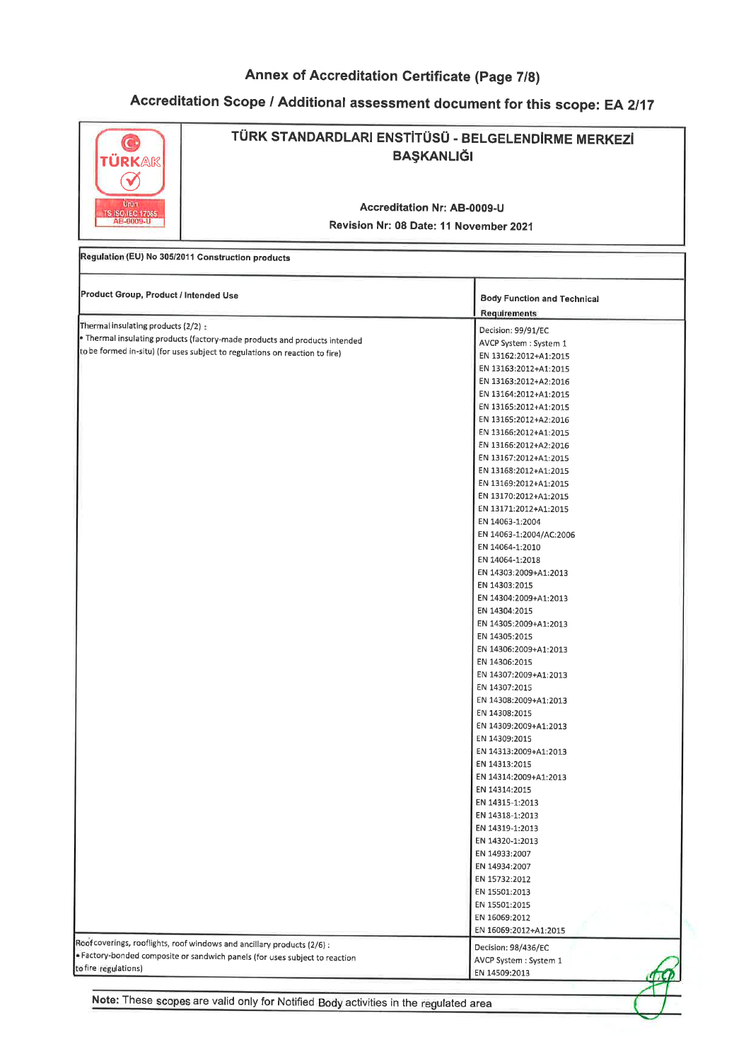# Annex of Accreditation Certificate (Page 7/8)

## Accreditation Scope / Additional assessment document for this scope: EA 2/17

| TÜRKAK Ürün TS ISO/IEC 17065 AB-0009-U | TÜRK STANDARDLARI ENSTİTÜSÜ - BELGELENDİRME MERKEZİ BAŞKANLIĞI<br><br>Accreditation Nr: AB-0009-U<br>Revision Nr: 08 Date: 11 November 2021 |
|---|---|

**Regulation (EU) No 305/2011 Construction products**

| Product Group, Product / Intended Use | Body Function and Technical Requirements |
|---|---|
| Thermal insulating products (2/2) :<br>• Thermal insulating products (factory-made products and products intended to be formed in-situ) (for uses subject to regulations on reaction to fire) | Decision: 99/91/EC<br>AVCP System : System 1<br>EN 13162:2012+A1:2015<br>EN 13163:2012+A1:2015<br>EN 13163:2012+A2:2016<br>EN 13164:2012+A1:2015<br>EN 13165:2012+A1:2015<br>EN 13165:2012+A2:2016<br>EN 13166:2012+A1:2015<br>EN 13166:2012+A2:2016<br>EN 13167:2012+A1:2015<br>EN 13168:2012+A1:2015<br>EN 13169:2012+A1:2015<br>EN 13170:2012+A1:2015<br>EN 13171:2012+A1:2015<br>EN 14063-1:2004<br>EN 14063-1:2004/AC:2006<br>EN 14064-1:2010<br>EN 14064-1:2018<br>EN 14303:2009+A1:2013<br>EN 14303:2015<br>EN 14304:2009+A1:2013<br>EN 14304:2015<br>EN 14305:2009+A1:2013<br>EN 14305:2015<br>EN 14306:2009+A1:2013<br>EN 14306:2015<br>EN 14307:2009+A1:2013<br>EN 14307:2015<br>EN 14308:2009+A1:2013<br>EN 14308:2015<br>EN 14309:2009+A1:2013<br>EN 14309:2015<br>EN 14313:2009+A1:2013<br>EN 14313:2015<br>EN 14314:2009+A1:2013<br>EN 14314:2015<br>EN 14315-1:2013<br>EN 14318-1:2013<br>EN 14319-1:2013<br>EN 14320-1:2013<br>EN 14933:2007<br>EN 14934:2007<br>EN 15732:2012<br>EN 15501:2013<br>EN 15501:2015<br>EN 16069:2012<br>EN 16069:2012+A1:2015 |
| Roof coverings, rooflights, roof windows and ancillary products (2/6) :<br>• Factory-bonded composite or sandwich panels (for uses subject to reaction to fire regulations) | Decision: 98/436/EC<br>AVCP System : System 1<br>EN 14509:2013 |

**Note:** These scopes are valid only for Notified Body activities in the regulated area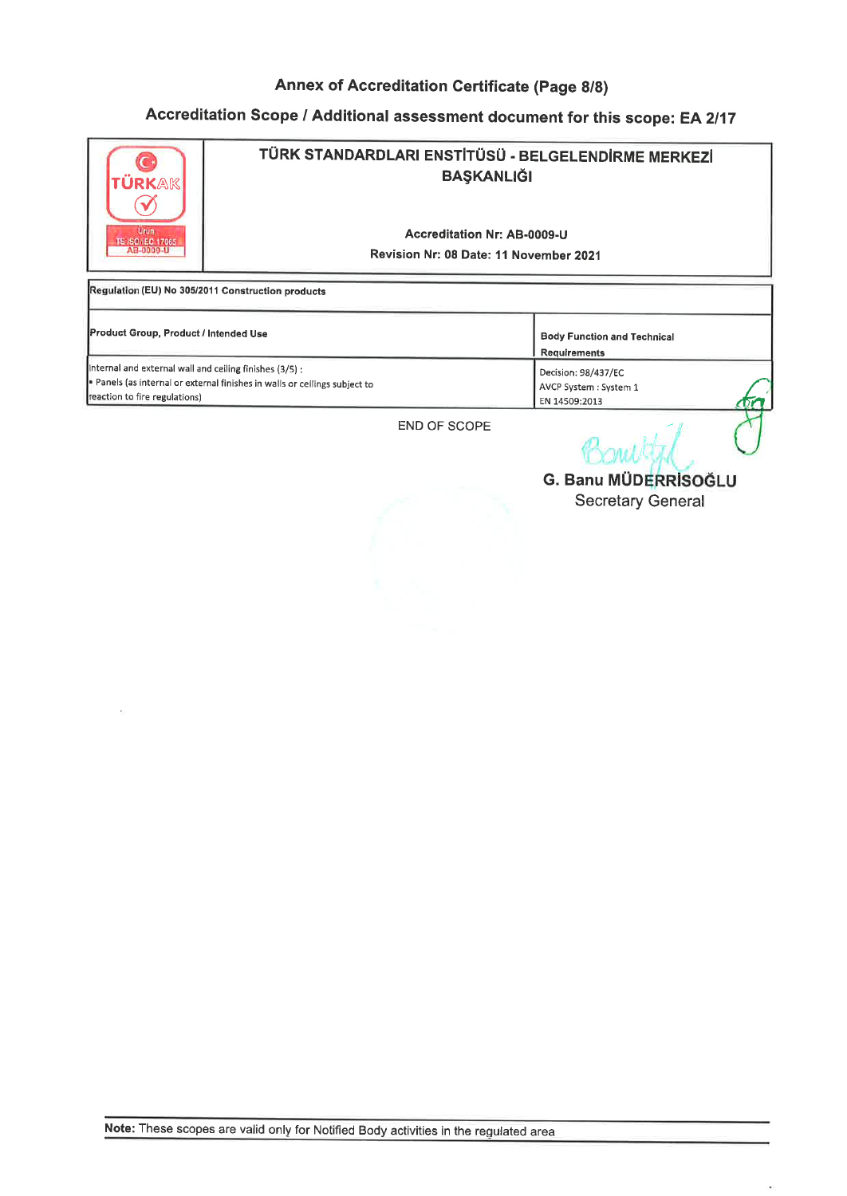# Annex of Accreditation Certificate (Page 8/8)

## Accreditation Scope / Additional assessment document for this scope: EA 2/17

| TÜRKAK Ürün TS ISO/IEC 17065 AB-0009-U | **TÜRK STANDARDLARI ENSTİTÜSÜ - BELGELENDİRME MERKEZİ BAŞKANLIĞI** <br><br> **Accreditation Nr: AB-0009-U** <br> **Revision Nr: 08 Date: 11 November 2021** |
|---|---|

| **Regulation (EU) No 305/2011 Construction products** | |
|---|---|
| **Product Group, Product / Intended Use** | **Body Function and Technical Requirements** |
| Internal and external wall and ceiling finishes (3/5) :<br>• Panels (as internal or external finishes in walls or ceilings subject to reaction to fire regulations) | Decision: 98/437/EC<br>AVCP System : System 1<br>EN 14509:2013 |

END OF SCOPE

**G. Banu MÜDERRİSOĞLU**
Secretary General

**Note:** These scopes are valid only for Notified Body activities in the regulated area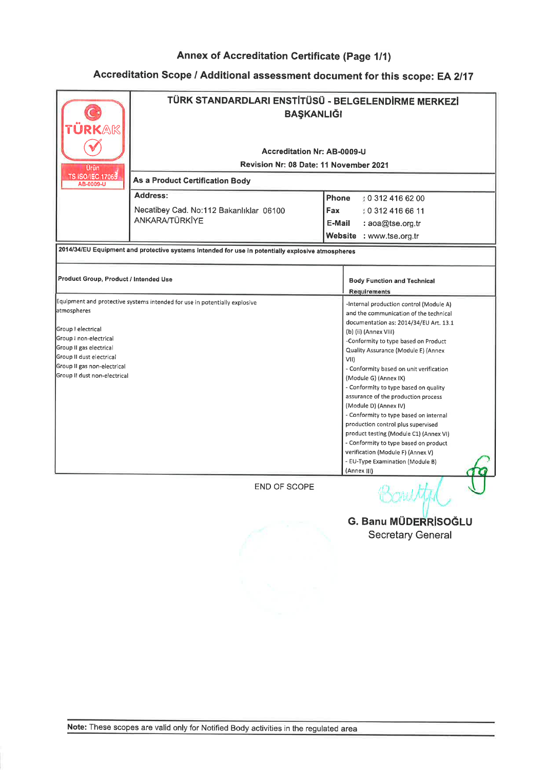## Annex of Accreditation Certificate (Page 1/1)

## Accreditation Scope / Additional assessment document for this scope: EA 2/17

TÜRKAK

Ürün
TS ISO/IEC 17065
AB-0009-U

**TÜRK STANDARDLARI ENSTİTÜSÜ - BELGELENDİRME MERKEZİ BAŞKANLIĞI**

**Accreditation Nr: AB-0009-U**

**Revision Nr: 08 Date: 11 November 2021**

**As a Product Certification Body**

| **Address:** | |
|---|---|
| Necatibey Cad. No:112 Bakanlıklar 06100 ANKARA/TÜRKİYE | **Phone** : 0 312 416 62 00<br>**Fax** : 0 312 416 66 11<br>**E-Mail** : aoa@tse.org.tr<br>**Website** : www.tse.org.tr |

**2014/34/EU Equipment and protective systems intended for use in potentially explosive atmospheres**

| **Product Group, Product / Intended Use** | **Body Function and Technical Requirements** |
|---|---|
| Equipment and protective systems intended for use in potentially explosive atmospheres<br><br>Group I electrical<br>Group I non-electrical<br>Group II gas electrical<br>Group II dust electrical<br>Group II gas non-electrical<br>Group II dust non-electrical | -Internal production control (Module A) and the communication of the technical documentation as: 2014/34/EU Art. 13.1 (b) (ii) (Annex VIII)<br>-Conformity to type based on Product Quality Assurance (Module E) (Annex VII)<br>- Conformity based on unit verification (Module G) (Annex IX)<br>- Conformity to type based on quality assurance of the production process (Module D) (Annex IV)<br>- Conformity to type based on internal production control plus supervised product testing (Module C1) (Annex VI)<br>- Conformity to type based on product verification (Module F) (Annex V)<br>- EU-Type Examination (Module B) (Annex III) |

END OF SCOPE

**G. Banu MÜDERRİSOĞLU**
Secretary General

**Note:** These scopes are valid only for Notified Body activities in the regulated area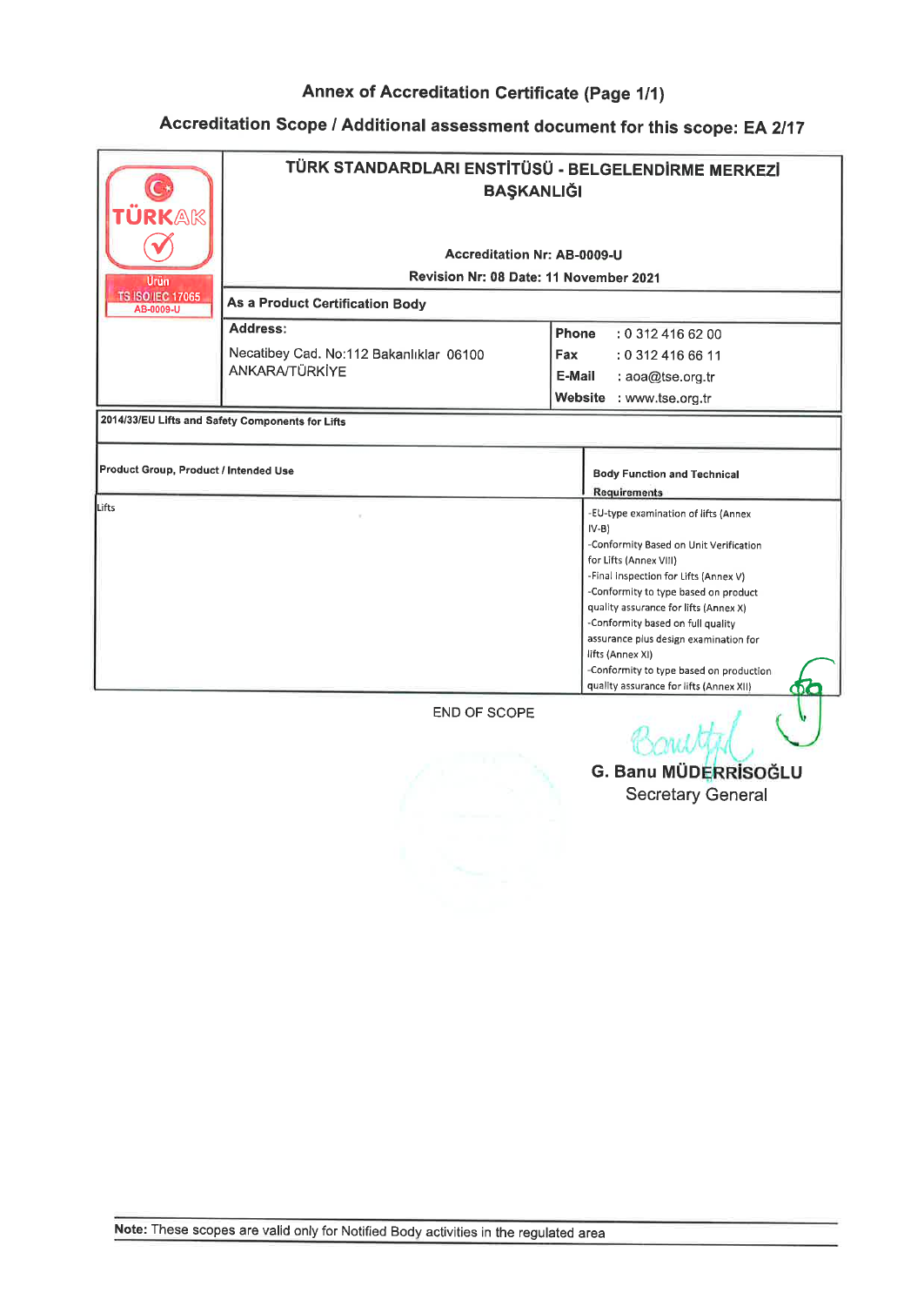# Annex of Accreditation Certificate (Page 1/1)

## Accreditation Scope / Additional assessment document for this scope: EA 2/17

| TÜRKAK Ürün TS ISO/IEC 17065 AB-0009-U | **TÜRK STANDARDLARI ENSTİTÜSÜ - BELGELENDİRME MERKEZİ BAŞKANLIĞI** **Accreditation Nr: AB-0009-U** **Revision Nr: 08 Date: 11 November 2021** |
|---|---|
| | **As a Product Certification Body** |
| | **Address:** Necatibey Cad. No:112 Bakanlıklar 06100 ANKARA/TÜRKİYE |
| | **Phone** : 0 312 416 62 00 **Fax** : 0 312 416 66 11 **E-Mail** : aoa@tse.org.tr **Website** : www.tse.org.tr |

**2014/33/EU Lifts and Safety Components for Lifts**

| Product Group, Product / Intended Use | Body Function and Technical Requirements |
|---|---|
| Lifts | -EU-type examination of lifts (Annex IV-B)<br>-Conformity Based on Unit Verification for Lifts (Annex VIII)<br>-Final Inspection for Lifts (Annex V)<br>-Conformity to type based on product quality assurance for lifts (Annex X)<br>-Conformity based on full quality assurance plus design examination for lifts (Annex XI)<br>-Conformity to type based on production quality assurance for lifts (Annex XII) |

END OF SCOPE

G. Banu MÜDERRİSOĞLU
Secretary General

**Note:** These scopes are valid only for Notified Body activities in the regulated area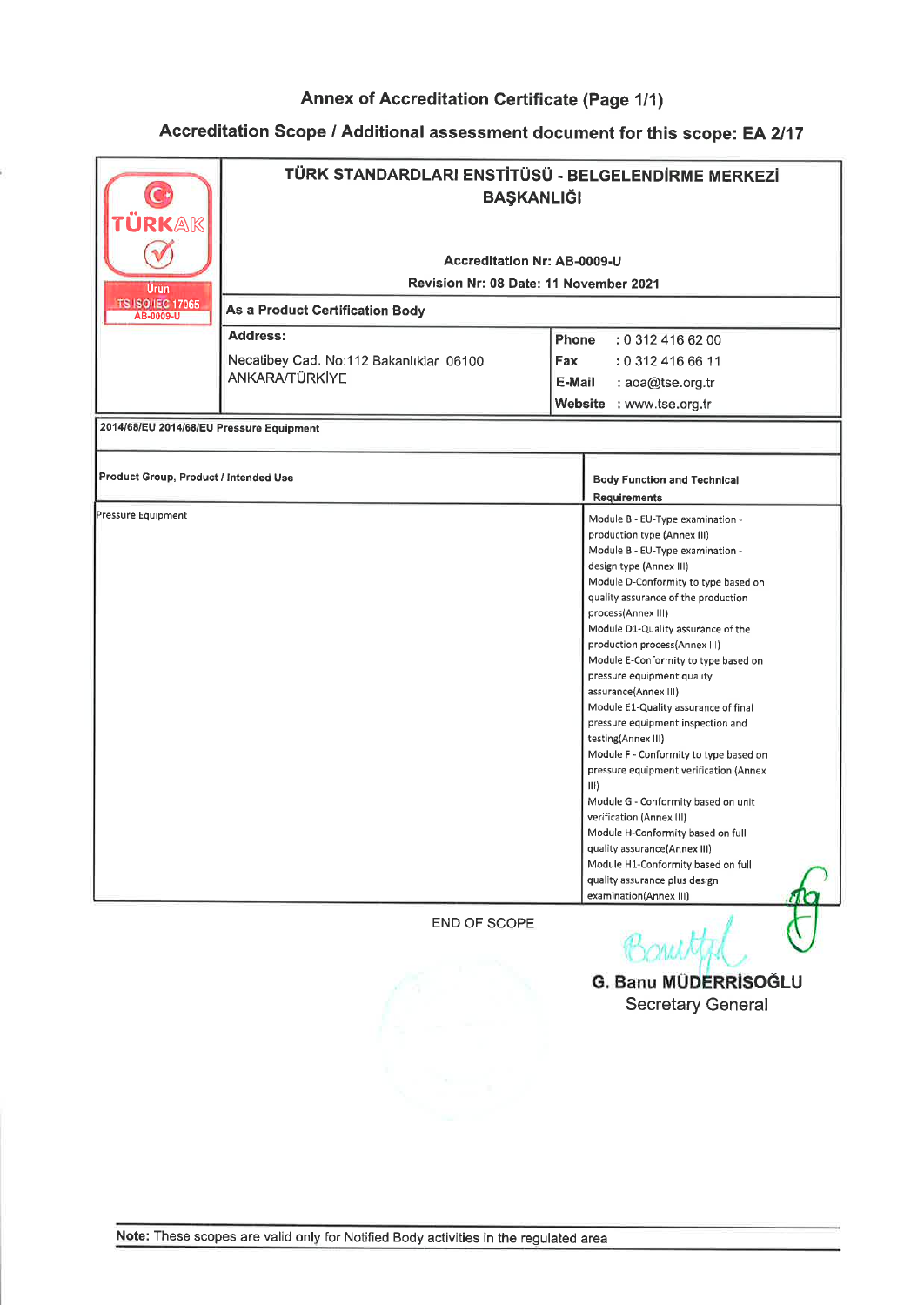# Annex of Accreditation Certificate (Page 1/1)

## Accreditation Scope / Additional assessment document for this scope: EA 2/17

TÜRKAK

Ürün
TS ISO/IEC 17065
AB-0009-U

**TÜRK STANDARDLARI ENSTİTÜSÜ - BELGELENDİRME MERKEZİ BAŞKANLIĞI**

**Accreditation Nr: AB-0009-U**

**Revision Nr: 08 Date: 11 November 2021**

**As a Product Certification Body**

| **Address:** | |
|---|---|
| Necatibey Cad. No:112 Bakanlıklar 06100 ANKARA/TÜRKİYE | **Phone** : 0 312 416 62 00<br>**Fax** : 0 312 416 66 11<br>**E-Mail** : aoa@tse.org.tr<br>**Website** : www.tse.org.tr |

**2014/68/EU 2014/68/EU Pressure Equipment**

| **Product Group, Product / Intended Use** | **Body Function and Technical Requirements** |
|---|---|
| Pressure Equipment | Module B - EU-Type examination - production type (Annex III)<br>Module B - EU-Type examination - design type (Annex III)<br>Module D-Conformity to type based on quality assurance of the production process(Annex III)<br>Module D1-Quality assurance of the production process(Annex III)<br>Module E-Conformity to type based on pressure equipment quality assurance(Annex III)<br>Module E1-Quality assurance of final pressure equipment inspection and testing(Annex III)<br>Module F - Conformity to type based on pressure equipment verification (Annex III)<br>Module G - Conformity based on unit verification (Annex III)<br>Module H-Conformity based on full quality assurance(Annex III)<br>Module H1-Conformity based on full quality assurance plus design examination(Annex III) |

END OF SCOPE

**G. Banu MÜDERRİSOĞLU**
Secretary General

**Note:** These scopes are valid only for Notified Body activities in the regulated area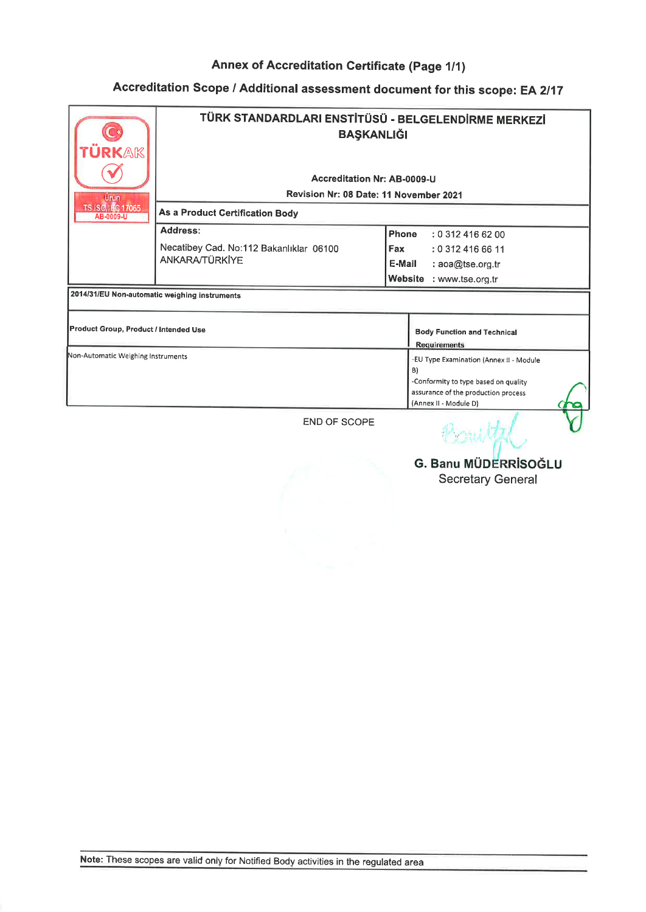# Annex of Accreditation Certificate (Page 1/1)

## Accreditation Scope / Additional assessment document for this scope: EA 2/17

TÜRKAK
Ürün
TS ISO/IEC 17065
AB-0009-U

**TÜRK STANDARDLARI ENSTİTÜSÜ - BELGELENDİRME MERKEZİ BAŞKANLIĞI**

**Accreditation Nr: AB-0009-U**

**Revision Nr: 08 Date: 11 November 2021**

**As a Product Certification Body**

| **Address:** | |
|---|---|
| Necatibey Cad. No:112 Bakanlıklar 06100 ANKARA/TÜRKİYE | **Phone** : 0 312 416 62 00 |
| | **Fax** : 0 312 416 66 11 |
| | **E-Mail** : aoa@tse.org.tr |
| | **Website** : www.tse.org.tr |

**2014/31/EU Non-automatic weighing instruments**

| **Product Group, Product / Intended Use** | **Body Function and Technical Requirements** |
|---|---|
| Non-Automatic Weighing Instruments | -EU Type Examination (Annex II - Module B)<br>-Conformity to type based on quality assurance of the production process (Annex II - Module D) |

END OF SCOPE

**G. Banu MÜDERRİSOĞLU**
Secretary General

**Note:** These scopes are valid only for Notified Body activities in the regulated area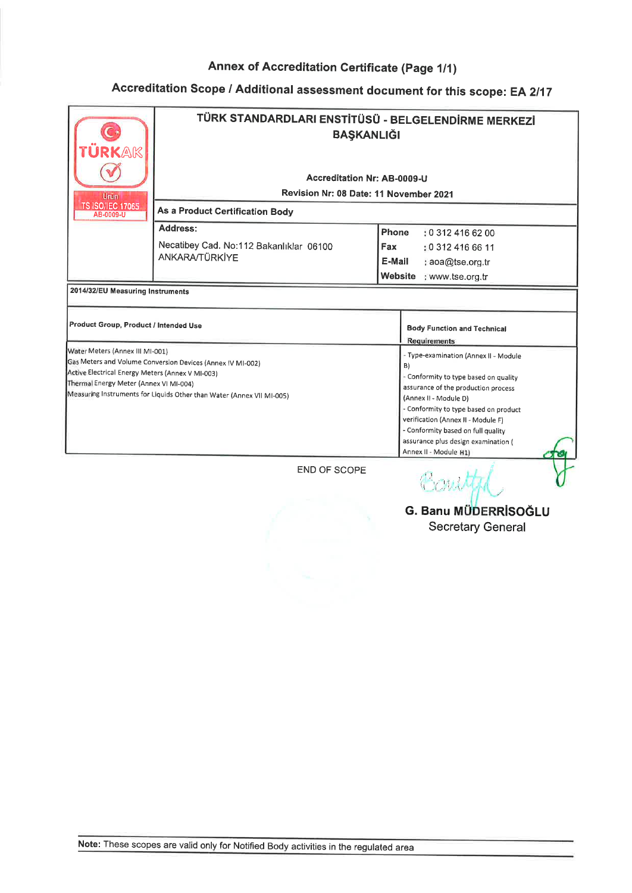## Annex of Accreditation Certificate (Page 1/1)

## Accreditation Scope / Additional assessment document for this scope: EA 2/17

TÜRKAK
Ürün
TS ISO/IEC 17065
AB-0009-U

**TÜRK STANDARDLARI ENSTİTÜSÜ - BELGELENDİRME MERKEZİ BAŞKANLIĞI**

**Accreditation Nr: AB-0009-U**

**Revision Nr: 08 Date: 11 November 2021**

**As a Product Certification Body**

| **Address:** | |
|---|---|
| Necatibey Cad. No:112 Bakanlıklar 06100 ANKARA/TÜRKİYE | **Phone** : 0 312 416 62 00 |
| | **Fax** : 0 312 416 66 11 |
| | **E-Mail** : aoa@tse.org.tr |
| | **Website** : www.tse.org.tr |

**2014/32/EU Measuring Instruments**

| **Product Group, Product / Intended Use** | **Body Function and Technical Requirements** |
|---|---|
| Water Meters (Annex III MI-001)<br>Gas Meters and Volume Conversion Devices (Annex IV MI-002)<br>Active Electrical Energy Meters (Annex V MI-003)<br>Thermal Energy Meter (Annex VI MI-004)<br>Measuring Instruments for Liquids Other than Water (Annex VII MI-005) | - Type-examination (Annex II - Module B)<br>- Conformity to type based on quality assurance of the production process (Annex II - Module D)<br>- Conformity to type based on product verification (Annex II - Module F)<br>- Conformity based on full quality assurance plus design examination ( Annex II - Module H1) |

END OF SCOPE

**G. Banu MÜDERRİSOĞLU**
Secretary General

**Note:** These scopes are valid only for Notified Body activities in the regulated area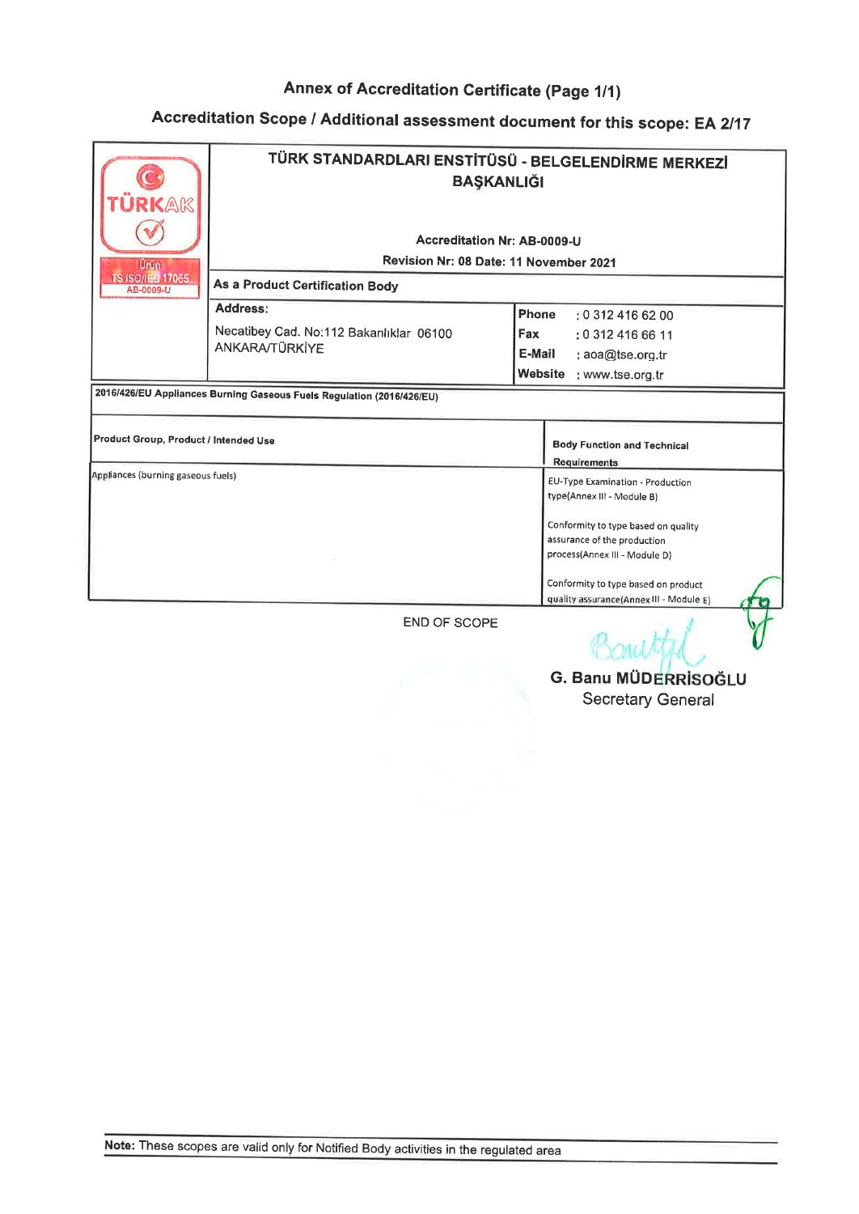## Annex of Accreditation Certificate (Page 1/1)

## Accreditation Scope / Additional assessment document for this scope: EA 2/17

TÜRKAK
Ürün
TS ISO/IEC 17065
AB-0009-U

**TÜRK STANDARDLARI ENSTİTÜSÜ - BELGELENDİRME MERKEZİ BAŞKANLIĞI**

**Accreditation Nr: AB-0009-U**

**Revision Nr: 08 Date: 11 November 2021**

**As a Product Certification Body**

| **Address:** | |
|---|---|
| Necatibey Cad. No:112 Bakanlıklar 06100 ANKARA/TÜRKİYE | **Phone** : 0 312 416 62 00 |
| | **Fax** : 0 312 416 66 11 |
| | **E-Mail** : aoa@tse.org.tr |
| | **Website** : www.tse.org.tr |

**2016/426/EU Appliances Burning Gaseous Fuels Regulation (2016/426/EU)**

| **Product Group, Product / Intended Use** | **Body Function and Technical Requirements** |
|---|---|
| Appliances (burning gaseous fuels) | EU-Type Examination - Production type(Annex III - Module B)<br><br>Conformity to type based on quality assurance of the production process(Annex III - Module D)<br><br>Conformity to type based on product quality assurance(Annex III - Module E) |

END OF SCOPE

G. Banu MÜDERRİSOĞLU
Secretary General

**Note:** These scopes are valid only for Notified Body activities in the regulated area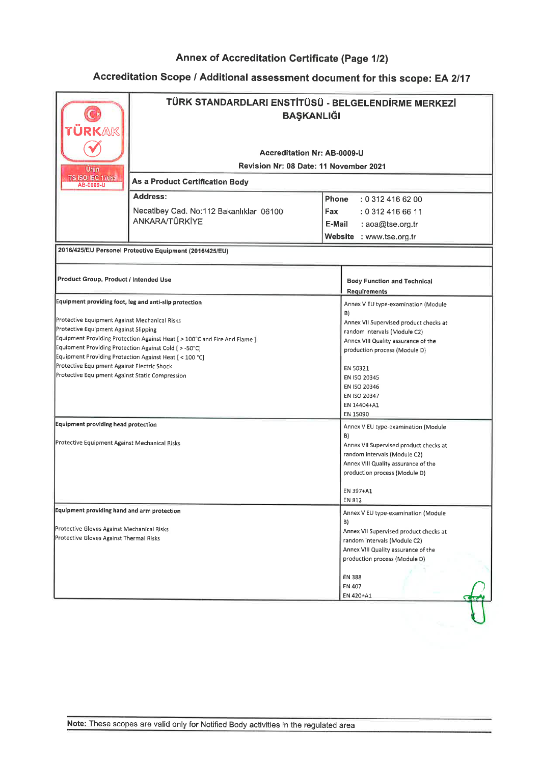# Annex of Accreditation Certificate (Page 1/2)

## Accreditation Scope / Additional assessment document for this scope: EA 2/17

TÜRKAK
Ürün
TS ISO/IEC 17065
AB-0009-U

**TÜRK STANDARDLARI ENSTİTÜSÜ - BELGELENDİRME MERKEZİ BAŞKANLIĞI**

**Accreditation Nr: AB-0009-U**

**Revision Nr: 08 Date: 11 November 2021**

**As a Product Certification Body**

**Address:**

Necatibey Cad. No:112 Bakanlıklar 06100
ANKARA/TÜRKİYE

| | |
|---|---|
| **Phone** | : 0 312 416 62 00 |
| **Fax** | : 0 312 416 66 11 |
| **E-Mail** | : aoa@tse.org.tr |
| **Website** | : www.tse.org.tr |

**2016/425/EU Personel Protective Equipment (2016/425/EU)**

| Product Group, Product / Intended Use | Body Function and Technical Requirements |
|---|---|
| **Equipment providing foot, leg and anti-slip protection**<br><br>Protective Equipment Against Mechanical Risks<br>Protective Equipment Against Slipping<br>Equipment Providing Protection Against Heat [ > 100°C and Fire And Flame ]<br>Equipment Providing Protection Against Cold ( > -50°C]<br>Equipment Providing Protection Against Heat [ < 100 °C]<br>Protective Equipment Against Electric Shock<br>Protective Equipment Against Static Compression | Annex V EU type-examination (Module B)<br>Annex VII Supervised product checks at random intervals (Module C2)<br>Annex VIII Quality assurance of the production process (Module D)<br><br>EN 50321<br>EN ISO 20345<br>EN ISO 20346<br>EN ISO 20347<br>EN 14404+A1<br>EN 15090 |
| **Equipment providing head protection**<br><br>Protective Equipment Against Mechanical Risks | Annex V EU type-examination (Module B)<br>Annex VII Supervised product checks at random intervals (Module C2)<br>Annex VIII Quality assurance of the production process (Module D)<br><br>EN 397+A1<br>EN 812 |
| **Equipment providing hand and arm protection**<br><br>Protective Gloves Against Mechanical Risks<br>Protective Gloves Against Thermal Risks | Annex V EU type-examination (Module B)<br>Annex VII Supervised product checks at random intervals (Module C2)<br>Annex VIII Quality assurance of the production process (Module D)<br><br>EN 388<br>EN 407<br>EN 420+A1 |

**Note:** These scopes are valid only for Notified Body activities in the regulated area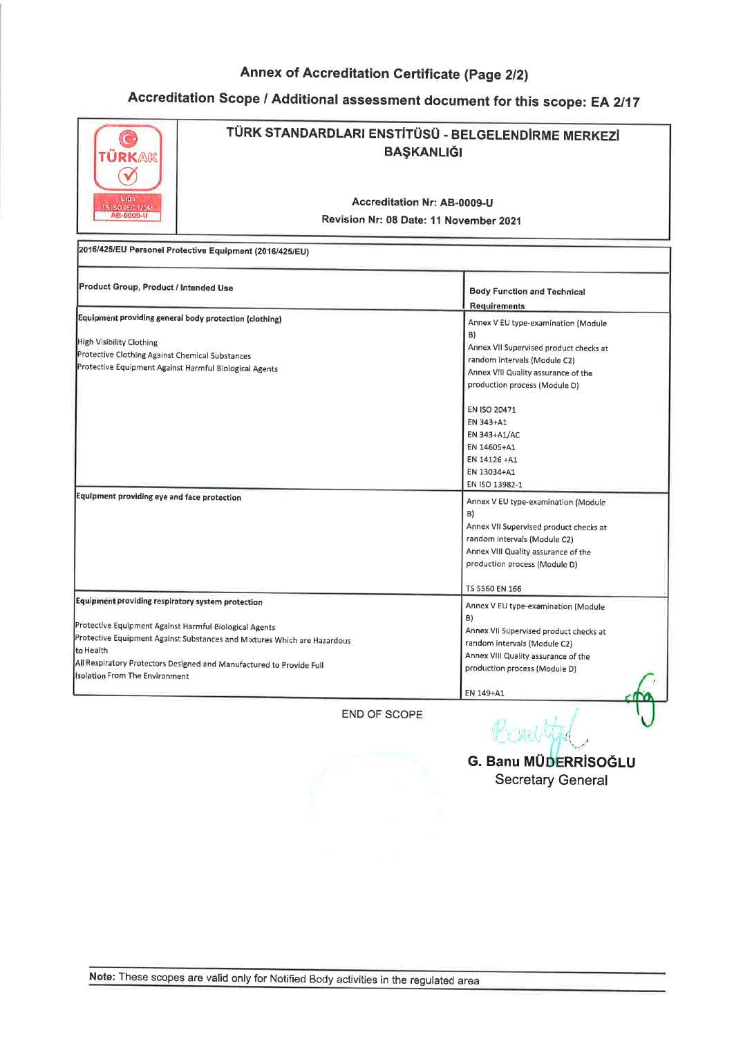## Annex of Accreditation Certificate (Page 2/2)

## Accreditation Scope / Additional assessment document for this scope: EA 2/17

| TÜRKAK Ürün TS ISO IEC 17065 AB-0009-U | **TÜRK STANDARDLARI ENSTİTÜSÜ - BELGELENDİRME MERKEZİ BAŞKANLIĞI**<br><br>**Accreditation Nr: AB-0009-U**<br>**Revision Nr: 08 Date: 11 November 2021** |
|---|---|

**2016/425/EU Personel Protective Equipment (2016/425/EU)**

| Product Group, Product / Intended Use | Body Function and Technical Requirements |
|---|---|
| **Equipment providing general body protection (clothing)**<br><br>High Visibility Clothing<br>Protective Clothing Against Chemical Substances<br>Protective Equipment Against Harmful Biological Agents | Annex V EU type-examination (Module B)<br>Annex VII Supervised product checks at random intervals (Module C2)<br>Annex VIII Quality assurance of the production process (Module D)<br><br>EN ISO 20471<br>EN 343+A1<br>EN 343+A1/AC<br>EN 14605+A1<br>EN 14126 +A1<br>EN 13034+A1<br>EN ISO 13982-1 |
| **Equipment providing eye and face protection** | Annex V EU type-examination (Module B)<br>Annex VII Supervised product checks at random intervals (Module C2)<br>Annex VIII Quality assurance of the production process (Module D)<br><br>TS 5560 EN 166 |
| **Equipment providing respiratory system protection**<br><br>Protective Equipment Against Harmful Biological Agents<br>Protective Equipment Against Substances and Mixtures Which are Hazardous to Health<br>All Respiratory Protectors Designed and Manufactured to Provide Full Isolation From The Environment | Annex V EU type-examination (Module B)<br>Annex VII Supervised product checks at random intervals (Module C2)<br>Annex VIII Quality assurance of the production process (Module D)<br><br>EN 149+A1 |

END OF SCOPE

**G. Banu MÜDERRİSOĞLU**
Secretary General

**Note:** These scopes are valid only for Notified Body activities in the regulated area